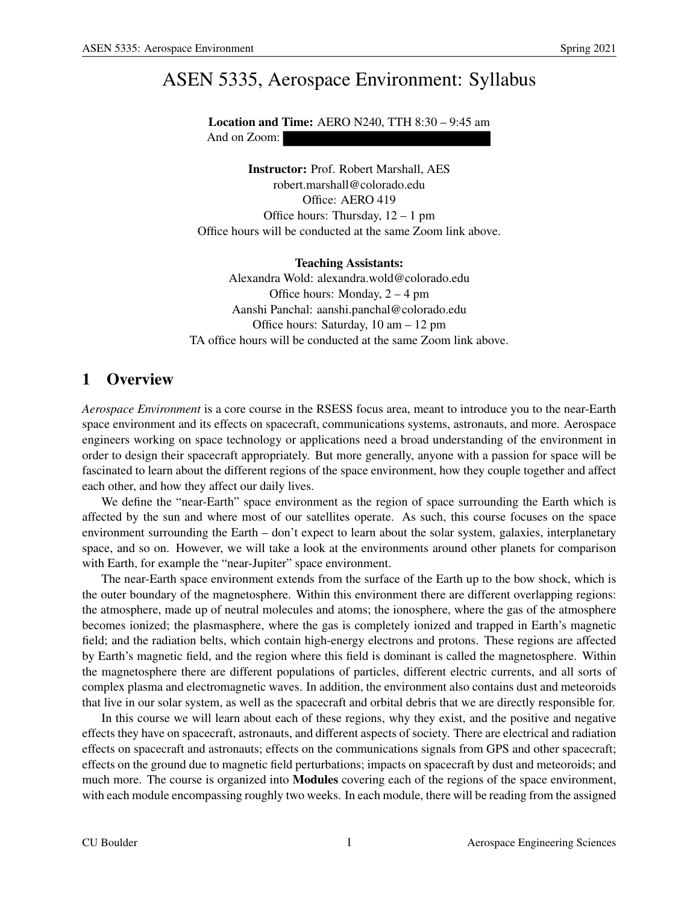# ASEN 5335, Aerospace Environment: Syllabus

**Location and Time:** AERO N240, TTH 8:30 – 9:45 am
And on Zoom:

**Instructor:** Prof. Robert Marshall, AES
robert.marshall@colorado.edu
Office: AERO 419
Office hours: Thursday, 12 – 1 pm
Office hours will be conducted at the same Zoom link above.

**Teaching Assistants:**
Alexandra Wold: alexandra.wold@colorado.edu
Office hours: Monday, 2 – 4 pm
Aanshi Panchal: aanshi.panchal@colorado.edu
Office hours: Saturday, 10 am – 12 pm
TA office hours will be conducted at the same Zoom link above.

## 1 Overview

*Aerospace Environment* is a core course in the RSESS focus area, meant to introduce you to the near-Earth space environment and its effects on spacecraft, communications systems, astronauts, and more. Aerospace engineers working on space technology or applications need a broad understanding of the environment in order to design their spacecraft appropriately. But more generally, anyone with a passion for space will be fascinated to learn about the different regions of the space environment, how they couple together and affect each other, and how they affect our daily lives.

We define the "near-Earth" space environment as the region of space surrounding the Earth which is affected by the sun and where most of our satellites operate. As such, this course focuses on the space environment surrounding the Earth – don't expect to learn about the solar system, galaxies, interplanetary space, and so on. However, we will take a look at the environments around other planets for comparison with Earth, for example the "near-Jupiter" space environment.

The near-Earth space environment extends from the surface of the Earth up to the bow shock, which is the outer boundary of the magnetosphere. Within this environment there are different overlapping regions: the atmosphere, made up of neutral molecules and atoms; the ionosphere, where the gas of the atmosphere becomes ionized; the plasmasphere, where the gas is completely ionized and trapped in Earth's magnetic field; and the radiation belts, which contain high-energy electrons and protons. These regions are affected by Earth's magnetic field, and the region where this field is dominant is called the magnetosphere. Within the magnetosphere there are different populations of particles, different electric currents, and all sorts of complex plasma and electromagnetic waves. In addition, the environment also contains dust and meteoroids that live in our solar system, as well as the spacecraft and orbital debris that we are directly responsible for.

In this course we will learn about each of these regions, why they exist, and the positive and negative effects they have on spacecraft, astronauts, and different aspects of society. There are electrical and radiation effects on spacecraft and astronauts; effects on the communications signals from GPS and other spacecraft; effects on the ground due to magnetic field perturbations; impacts on spacecraft by dust and meteoroids; and much more. The course is organized into **Modules** covering each of the regions of the space environment, with each module encompassing roughly two weeks. In each module, there will be reading from the assigned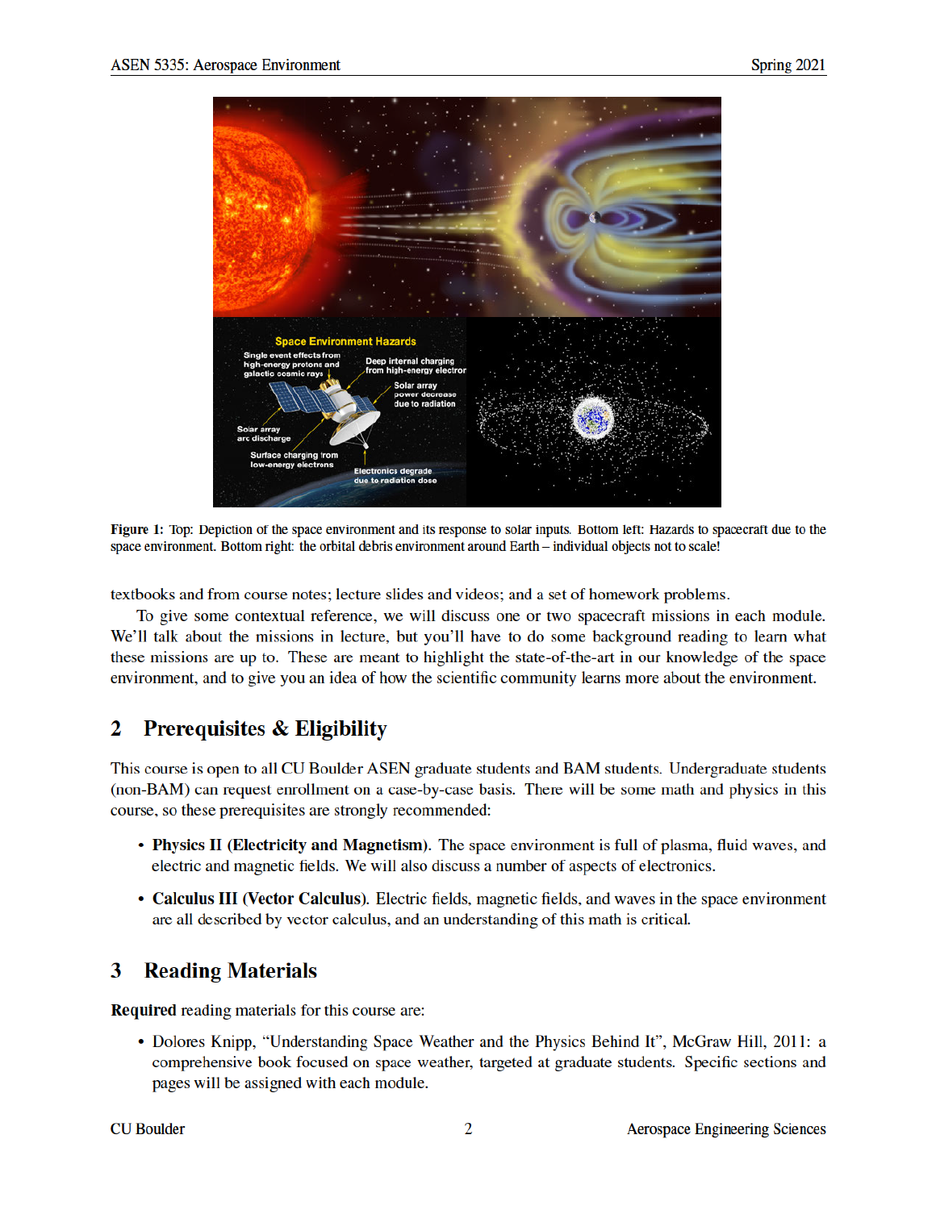Figure 1: Top: Depiction of the space environment and its response to solar inputs. Bottom left: Hazards to spacecraft due to the space environment. Bottom right: the orbital debris environment around Earth – individual objects not to scale!

textbooks and from course notes; lecture slides and videos; and a set of homework problems.

To give some contextual reference, we will discuss one or two spacecraft missions in each module. We'll talk about the missions in lecture, but you'll have to do some background reading to learn what these missions are up to. These are meant to highlight the state-of-the-art in our knowledge of the space environment, and to give you an idea of how the scientific community learns more about the environment.

## 2 Prerequisites & Eligibility

This course is open to all CU Boulder ASEN graduate students and BAM students. Undergraduate students (non-BAM) can request enrollment on a case-by-case basis. There will be some math and physics in this course, so these prerequisites are strongly recommended:

- **Physics II (Electricity and Magnetism)**. The space environment is full of plasma, fluid waves, and electric and magnetic fields. We will also discuss a number of aspects of electronics.
- **Calculus III (Vector Calculus)**. Electric fields, magnetic fields, and waves in the space environment are all described by vector calculus, and an understanding of this math is critical.

## 3 Reading Materials

**Required** reading materials for this course are:

- Dolores Knipp, "Understanding Space Weather and the Physics Behind It", McGraw Hill, 2011: a comprehensive book focused on space weather, targeted at graduate students. Specific sections and pages will be assigned with each module.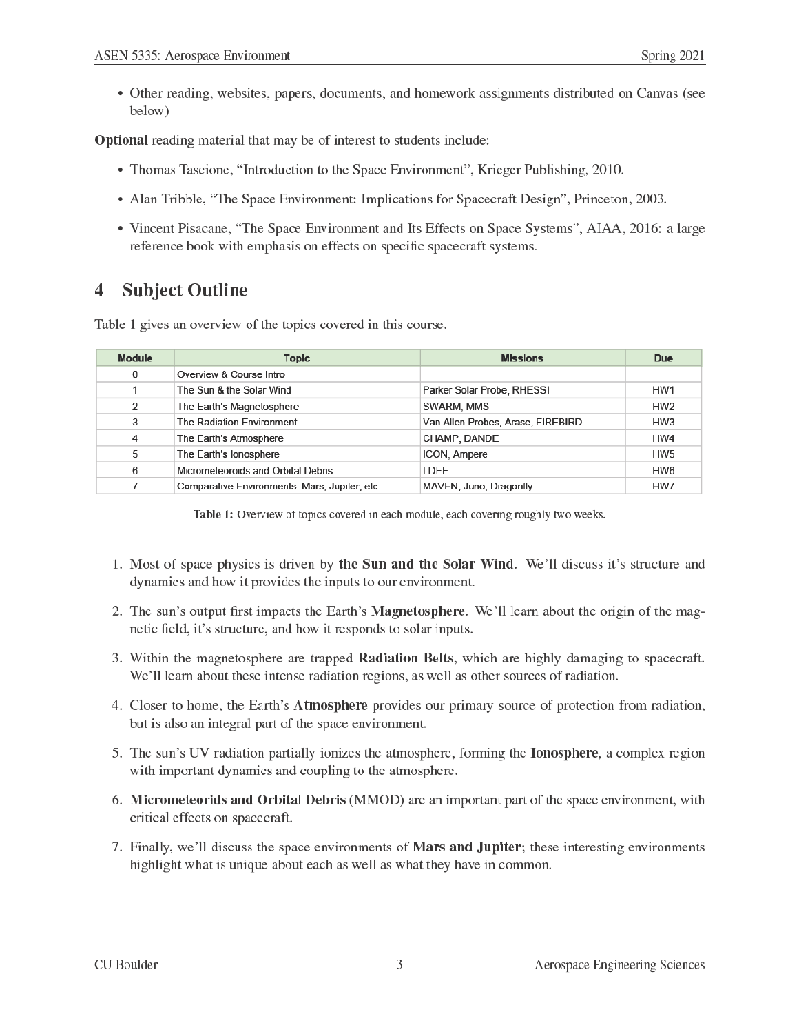- Other reading, websites, papers, documents, and homework assignments distributed on Canvas (see below)

**Optional** reading material that may be of interest to students include:

- Thomas Tascione, "Introduction to the Space Environment", Krieger Publishing, 2010.
- Alan Tribble, "The Space Environment: Implications for Spacecraft Design", Princeton, 2003.
- Vincent Pisacane, "The Space Environment and Its Effects on Space Systems", AIAA, 2016: a large reference book with emphasis on effects on specific spacecraft systems.

# 4 Subject Outline

Table 1 gives an overview of the topics covered in this course.

| Module | Topic | Missions | Due |
|---|---|---|---|
| 0 | Overview & Course Intro | | |
| 1 | The Sun & the Solar Wind | Parker Solar Probe, RHESSI | HW1 |
| 2 | The Earth's Magnetosphere | SWARM, MMS | HW2 |
| 3 | The Radiation Environment | Van Allen Probes, Arase, FIREBIRD | HW3 |
| 4 | The Earth's Atmosphere | CHAMP, DANDE | HW4 |
| 5 | The Earth's Ionosphere | ICON, Ampere | HW5 |
| 6 | Micrometeoroids and Orbital Debris | LDEF | HW6 |
| 7 | Comparative Environments: Mars, Jupiter, etc | MAVEN, Juno, Dragonfly | HW7 |

**Table 1:** Overview of topics covered in each module, each covering roughly two weeks.

1. Most of space physics is driven by **the Sun and the Solar Wind**. We'll discuss it's structure and dynamics and how it provides the inputs to our environment.
2. The sun's output first impacts the Earth's **Magnetosphere**. We'll learn about the origin of the magnetic field, it's structure, and how it responds to solar inputs.
3. Within the magnetosphere are trapped **Radiation Belts**, which are highly damaging to spacecraft. We'll learn about these intense radiation regions, as well as other sources of radiation.
4. Closer to home, the Earth's **Atmosphere** provides our primary source of protection from radiation, but is also an integral part of the space environment.
5. The sun's UV radiation partially ionizes the atmosphere, forming the **Ionosphere**, a complex region with important dynamics and coupling to the atmosphere.
6. **Micrometeorids and Orbital Debris** (MMOD) are an important part of the space environment, with critical effects on spacecraft.
7. Finally, we'll discuss the space environments of **Mars and Jupiter**; these interesting environments highlight what is unique about each as well as what they have in common.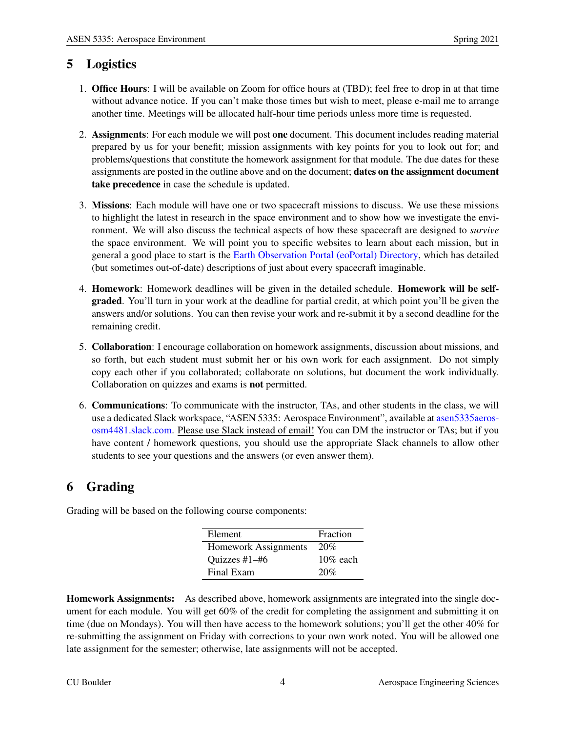## 5 Logistics

1. **Office Hours**: I will be available on Zoom for office hours at (TBD); feel free to drop in at that time without advance notice. If you can't make those times but wish to meet, please e-mail me to arrange another time. Meetings will be allocated half-hour time periods unless more time is requested.

2. **Assignments**: For each module we will post **one** document. This document includes reading material prepared by us for your benefit; mission assignments with key points for you to look out for; and problems/questions that constitute the homework assignment for that module. The due dates for these assignments are posted in the outline above and on the document; **dates on the assignment document take precedence** in case the schedule is updated.

3. **Missions**: Each module will have one or two spacecraft missions to discuss. We use these missions to highlight the latest in research in the space environment and to show how we investigate the environment. We will also discuss the technical aspects of how these spacecraft are designed to *survive* the space environment. We will point you to specific websites to learn about each mission, but in general a good place to start is the Earth Observation Portal (eoPortal) Directory, which has detailed (but sometimes out-of-date) descriptions of just about every spacecraft imaginable.

4. **Homework**: Homework deadlines will be given in the detailed schedule. **Homework will be self-graded**. You'll turn in your work at the deadline for partial credit, at which point you'll be given the answers and/or solutions. You can then revise your work and re-submit it by a second deadline for the remaining credit.

5. **Collaboration**: I encourage collaboration on homework assignments, discussion about missions, and so forth, but each student must submit her or his own work for each assignment. Do not simply copy each other if you collaborated; collaborate on solutions, but document the work individually. Collaboration on quizzes and exams is **not** permitted.

6. **Communications**: To communicate with the instructor, TAs, and other students in the class, we will use a dedicated Slack workspace, "ASEN 5335: Aerospace Environment", available at asen5335aeros-osm4481.slack.com. Please use Slack instead of email! You can DM the instructor or TAs; but if you have content / homework questions, you should use the appropriate Slack channels to allow other students to see your questions and the answers (or even answer them).

## 6 Grading

Grading will be based on the following course components:

| Element | Fraction |
|---|---|
| Homework Assignments | 20% |
| Quizzes #1–#6 | 10% each |
| Final Exam | 20% |

**Homework Assignments:** As described above, homework assignments are integrated into the single document for each module. You will get 60% of the credit for completing the assignment and submitting it on time (due on Mondays). You will then have access to the homework solutions; you'll get the other 40% for re-submitting the assignment on Friday with corrections to your own work noted. You will be allowed one late assignment for the semester; otherwise, late assignments will not be accepted.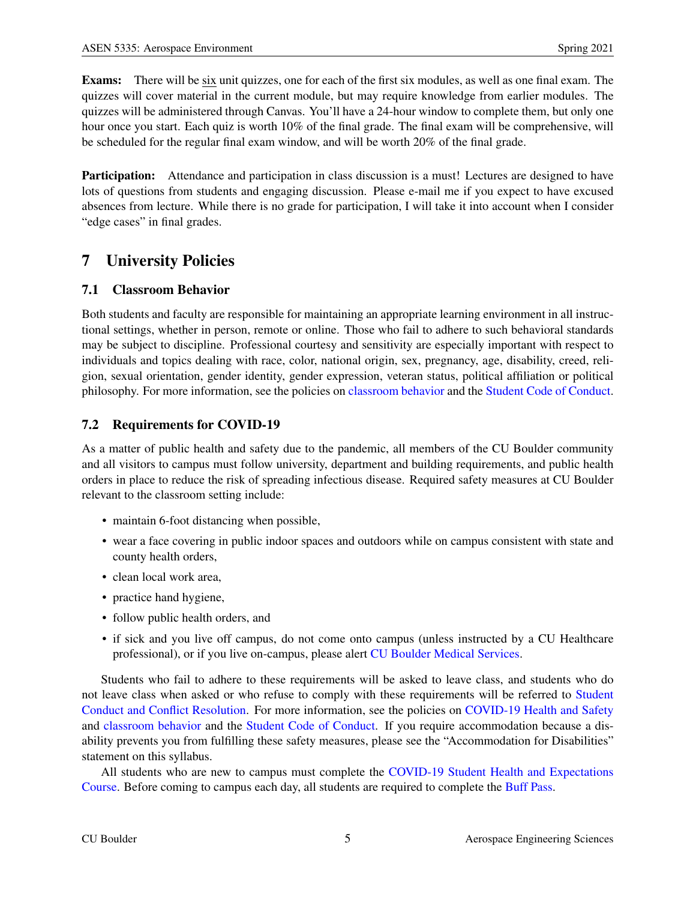**Exams:** There will be six unit quizzes, one for each of the first six modules, as well as one final exam. The quizzes will cover material in the current module, but may require knowledge from earlier modules. The quizzes will be administered through Canvas. You'll have a 24-hour window to complete them, but only one hour once you start. Each quiz is worth 10% of the final grade. The final exam will be comprehensive, will be scheduled for the regular final exam window, and will be worth 20% of the final grade.

**Participation:** Attendance and participation in class discussion is a must! Lectures are designed to have lots of questions from students and engaging discussion. Please e-mail me if you expect to have excused absences from lecture. While there is no grade for participation, I will take it into account when I consider "edge cases" in final grades.

## 7 University Policies

### 7.1 Classroom Behavior

Both students and faculty are responsible for maintaining an appropriate learning environment in all instructional settings, whether in person, remote or online. Those who fail to adhere to such behavioral standards may be subject to discipline. Professional courtesy and sensitivity are especially important with respect to individuals and topics dealing with race, color, national origin, sex, pregnancy, age, disability, creed, religion, sexual orientation, gender identity, gender expression, veteran status, political affiliation or political philosophy. For more information, see the policies on classroom behavior and the Student Code of Conduct.

### 7.2 Requirements for COVID-19

As a matter of public health and safety due to the pandemic, all members of the CU Boulder community and all visitors to campus must follow university, department and building requirements, and public health orders in place to reduce the risk of spreading infectious disease. Required safety measures at CU Boulder relevant to the classroom setting include:

- maintain 6-foot distancing when possible,
- wear a face covering in public indoor spaces and outdoors while on campus consistent with state and county health orders,
- clean local work area,
- practice hand hygiene,
- follow public health orders, and
- if sick and you live off campus, do not come onto campus (unless instructed by a CU Healthcare professional), or if you live on-campus, please alert CU Boulder Medical Services.

Students who fail to adhere to these requirements will be asked to leave class, and students who do not leave class when asked or who refuse to comply with these requirements will be referred to Student Conduct and Conflict Resolution. For more information, see the policies on COVID-19 Health and Safety and classroom behavior and the Student Code of Conduct. If you require accommodation because a disability prevents you from fulfilling these safety measures, please see the "Accommodation for Disabilities" statement on this syllabus.

All students who are new to campus must complete the COVID-19 Student Health and Expectations Course. Before coming to campus each day, all students are required to complete the Buff Pass.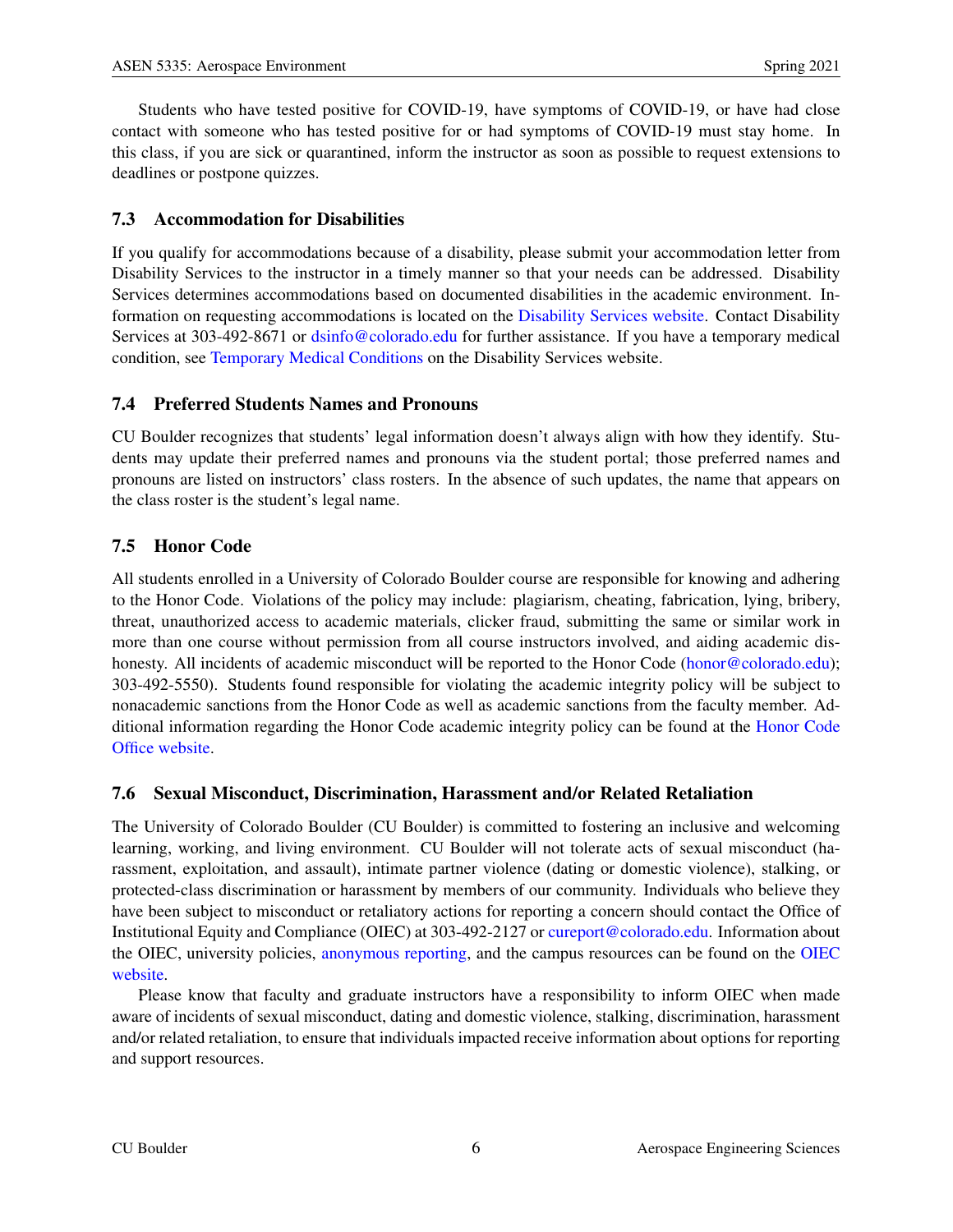Students who have tested positive for COVID-19, have symptoms of COVID-19, or have had close contact with someone who has tested positive for or had symptoms of COVID-19 must stay home. In this class, if you are sick or quarantined, inform the instructor as soon as possible to request extensions to deadlines or postpone quizzes.

### 7.3 Accommodation for Disabilities

If you qualify for accommodations because of a disability, please submit your accommodation letter from Disability Services to the instructor in a timely manner so that your needs can be addressed. Disability Services determines accommodations based on documented disabilities in the academic environment. Information on requesting accommodations is located on the Disability Services website. Contact Disability Services at 303-492-8671 or dsinfo@colorado.edu for further assistance. If you have a temporary medical condition, see Temporary Medical Conditions on the Disability Services website.

### 7.4 Preferred Students Names and Pronouns

CU Boulder recognizes that students' legal information doesn't always align with how they identify. Students may update their preferred names and pronouns via the student portal; those preferred names and pronouns are listed on instructors' class rosters. In the absence of such updates, the name that appears on the class roster is the student's legal name.

### 7.5 Honor Code

All students enrolled in a University of Colorado Boulder course are responsible for knowing and adhering to the Honor Code. Violations of the policy may include: plagiarism, cheating, fabrication, lying, bribery, threat, unauthorized access to academic materials, clicker fraud, submitting the same or similar work in more than one course without permission from all course instructors involved, and aiding academic dishonesty. All incidents of academic misconduct will be reported to the Honor Code (honor@colorado.edu); 303-492-5550). Students found responsible for violating the academic integrity policy will be subject to nonacademic sanctions from the Honor Code as well as academic sanctions from the faculty member. Additional information regarding the Honor Code academic integrity policy can be found at the Honor Code Office website.

### 7.6 Sexual Misconduct, Discrimination, Harassment and/or Related Retaliation

The University of Colorado Boulder (CU Boulder) is committed to fostering an inclusive and welcoming learning, working, and living environment. CU Boulder will not tolerate acts of sexual misconduct (harassment, exploitation, and assault), intimate partner violence (dating or domestic violence), stalking, or protected-class discrimination or harassment by members of our community. Individuals who believe they have been subject to misconduct or retaliatory actions for reporting a concern should contact the Office of Institutional Equity and Compliance (OIEC) at 303-492-2127 or cureport@colorado.edu. Information about the OIEC, university policies, anonymous reporting, and the campus resources can be found on the OIEC website.

Please know that faculty and graduate instructors have a responsibility to inform OIEC when made aware of incidents of sexual misconduct, dating and domestic violence, stalking, discrimination, harassment and/or related retaliation, to ensure that individuals impacted receive information about options for reporting and support resources.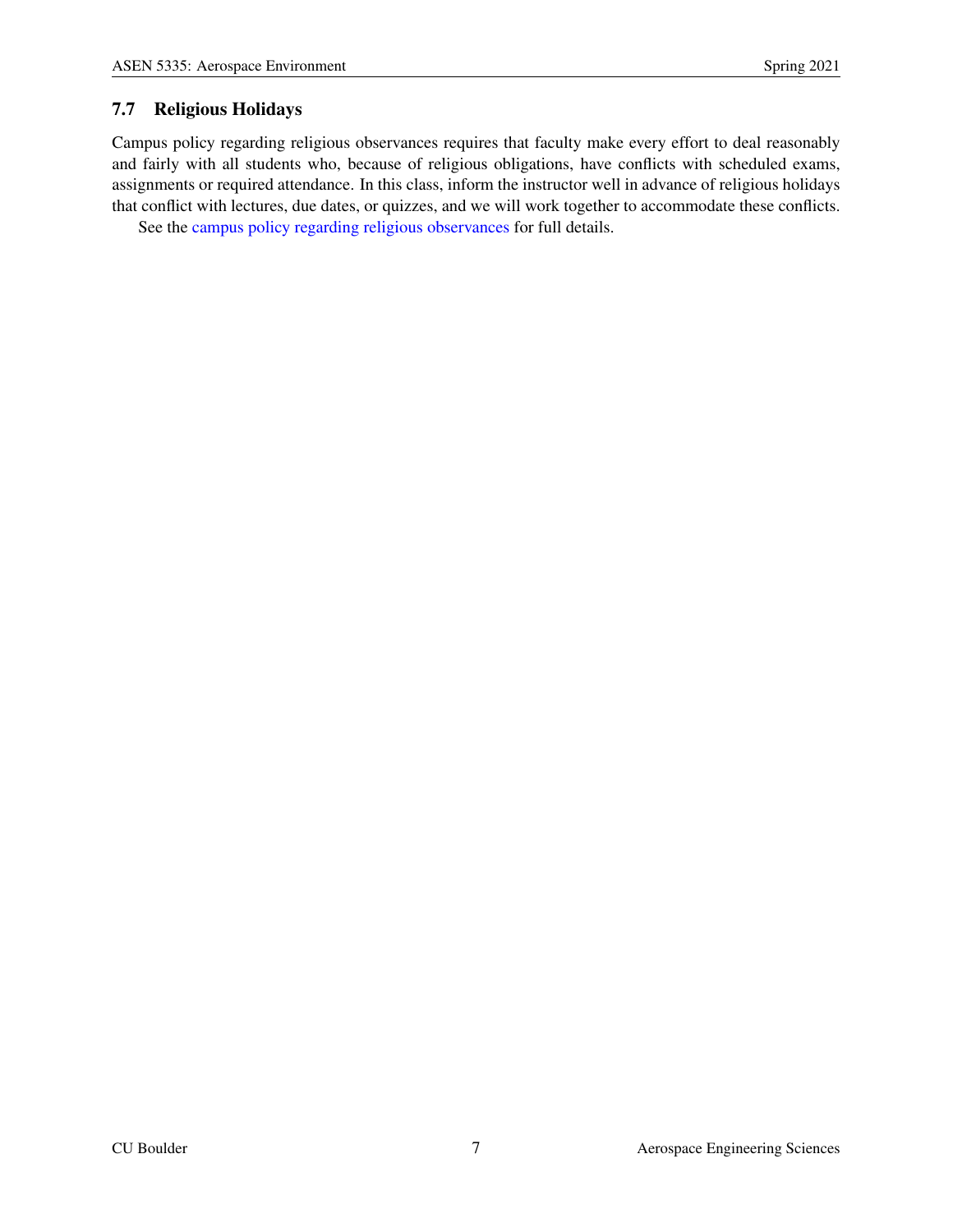### 7.7 Religious Holidays

Campus policy regarding religious observances requires that faculty make every effort to deal reasonably and fairly with all students who, because of religious obligations, have conflicts with scheduled exams, assignments or required attendance. In this class, inform the instructor well in advance of religious holidays that conflict with lectures, due dates, or quizzes, and we will work together to accommodate these conflicts.

See the campus policy regarding religious observances for full details.